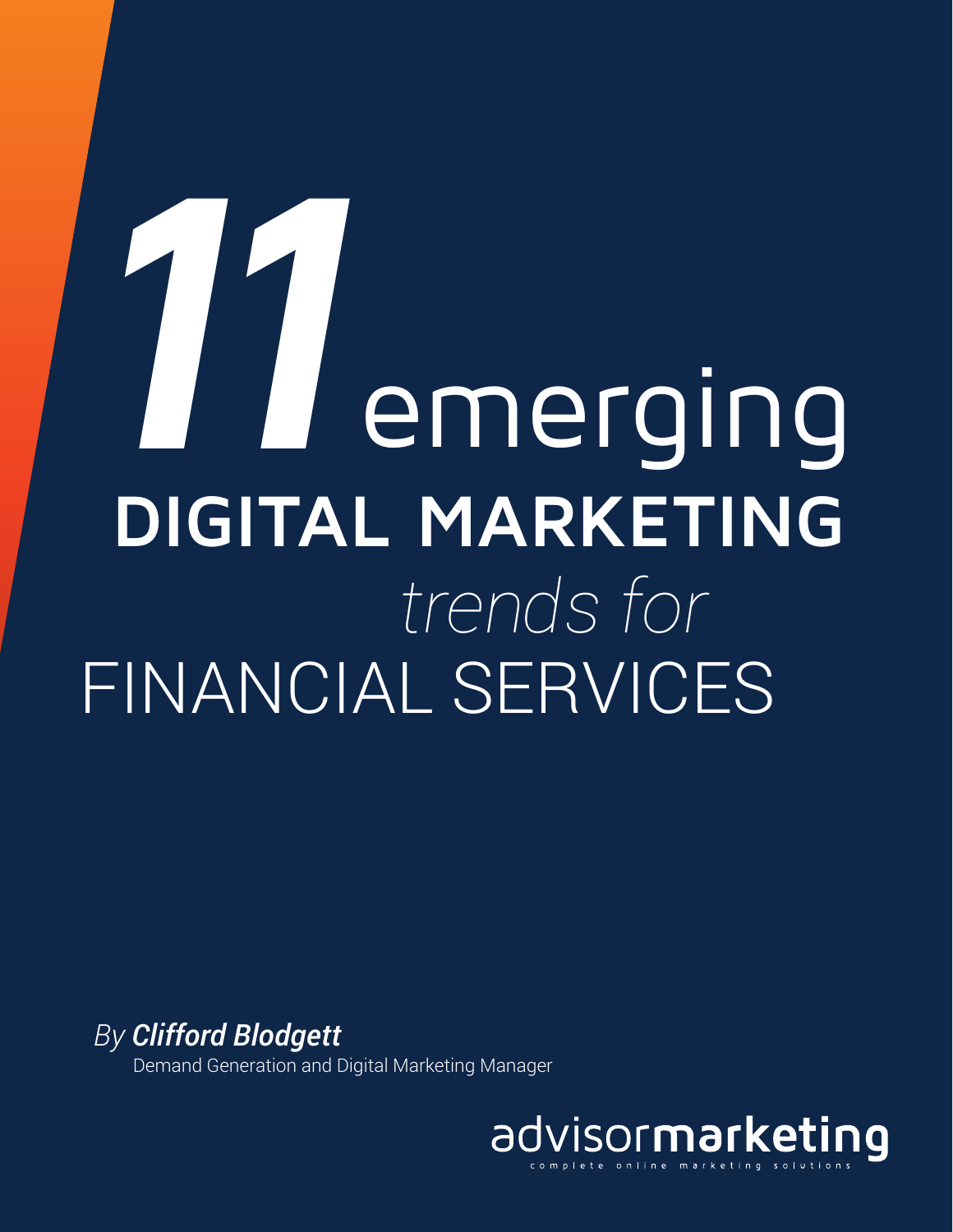# 11 emerging DIGITAL MARKETING *trends for* FINANCIAL SERVICES

*By* ***Clifford Blodgett***

Demand Generation and Digital Marketing Manager

advisor**marketing**

complete online marketing solutions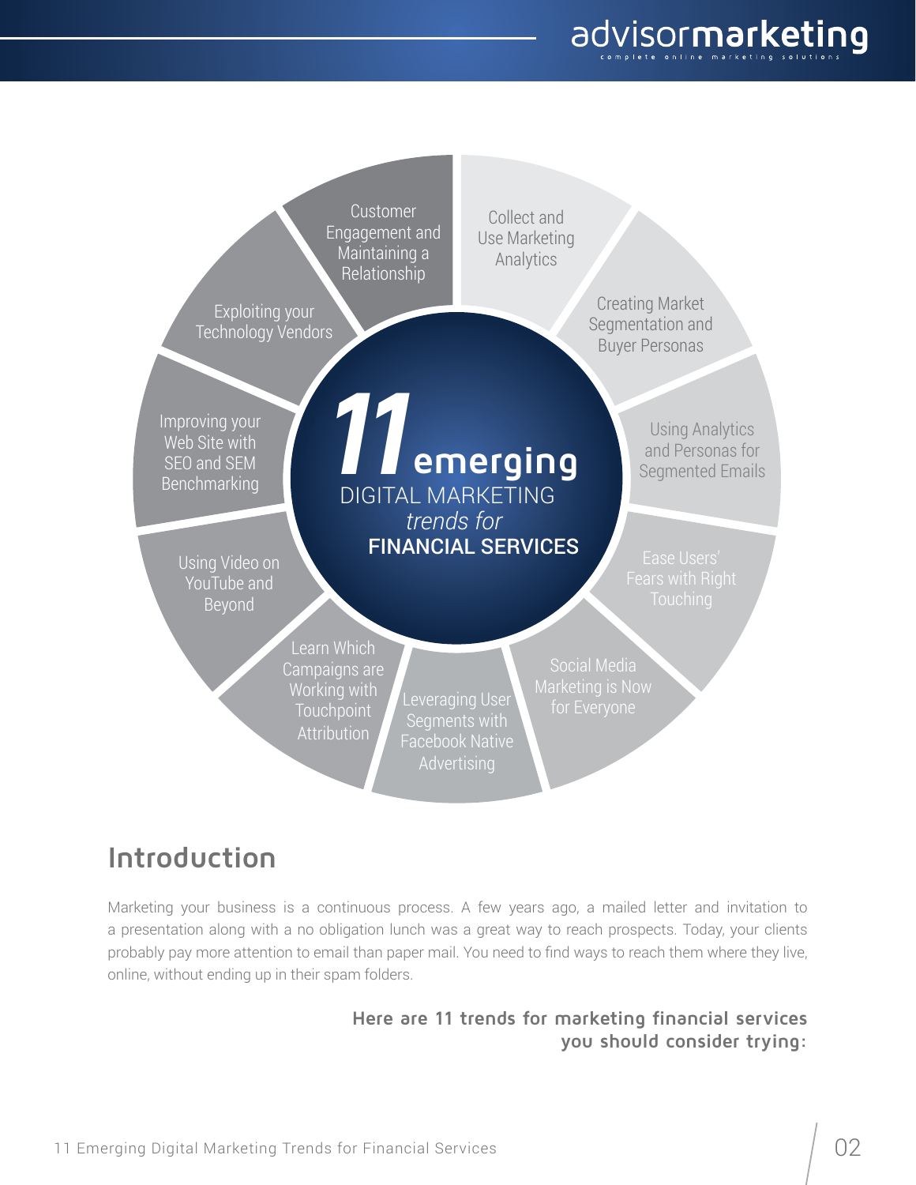**11 emerging** DIGITAL MARKETING *trends for* FINANCIAL SERVICES

- Collect and Use Marketing Analytics
- Creating Market Segmentation and Buyer Personas
- Using Analytics and Personas for Segmented Emails
- Ease Users' Fears with Right Touching
- Social Media Marketing is Now for Everyone
- Leveraging User Segments with Facebook Native Advertising
- Learn Which Campaigns are Working with Touchpoint Attribution
- Using Video on YouTube and Beyond
- Improving your Web Site with SEO and SEM Benchmarking
- Exploiting your Technology Vendors
- Customer Engagement and Maintaining a Relationship

## Introduction

Marketing your business is a continuous process. A few years ago, a mailed letter and invitation to a presentation along with a no obligation lunch was a great way to reach prospects. Today, your clients probably pay more attention to email than paper mail. You need to find ways to reach them where they live, online, without ending up in their spam folders.

**Here are 11 trends for marketing financial services you should consider trying:**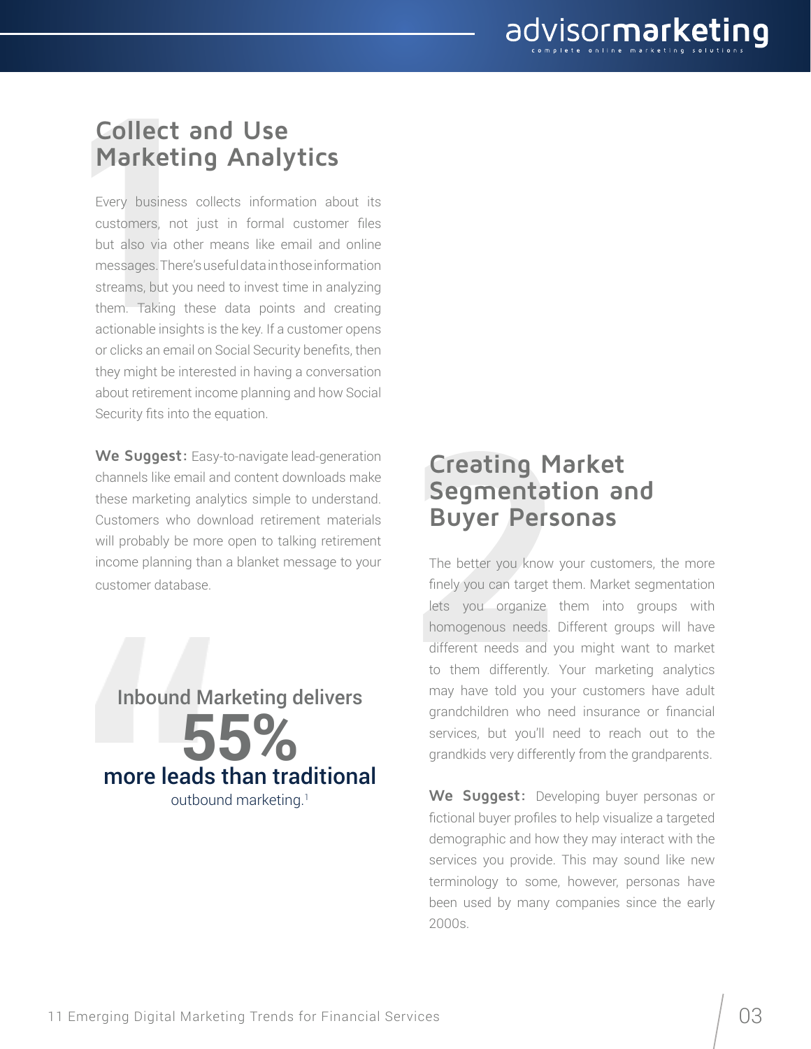## Collect and Use Marketing Analytics

Every business collects information about its customers, not just in formal customer files but also via other means like email and online messages. There's useful data in those information streams, but you need to invest time in analyzing them. Taking these data points and creating actionable insights is the key. If a customer opens or clicks an email on Social Security benefits, then they might be interested in having a conversation about retirement income planning and how Social Security fits into the equation.

**We Suggest:** Easy-to-navigate lead-generation channels like email and content downloads make these marketing analytics simple to understand. Customers who download retirement materials will probably be more open to talking retirement income planning than a blanket message to your customer database.

> Inbound Marketing delivers
> **55%**
> more leads than traditional
> outbound marketing.[1]

## Creating Market Segmentation and Buyer Personas

The better you know your customers, the more finely you can target them. Market segmentation lets you organize them into groups with homogenous needs. Different groups will have different needs and you might want to market to them differently. Your marketing analytics may have told you your customers have adult grandchildren who need insurance or financial services, but you'll need to reach out to the grandkids very differently from the grandparents.

**We Suggest:** Developing buyer personas or fictional buyer profiles to help visualize a targeted demographic and how they may interact with the services you provide. This may sound like new terminology to some, however, personas have been used by many companies since the early 2000s.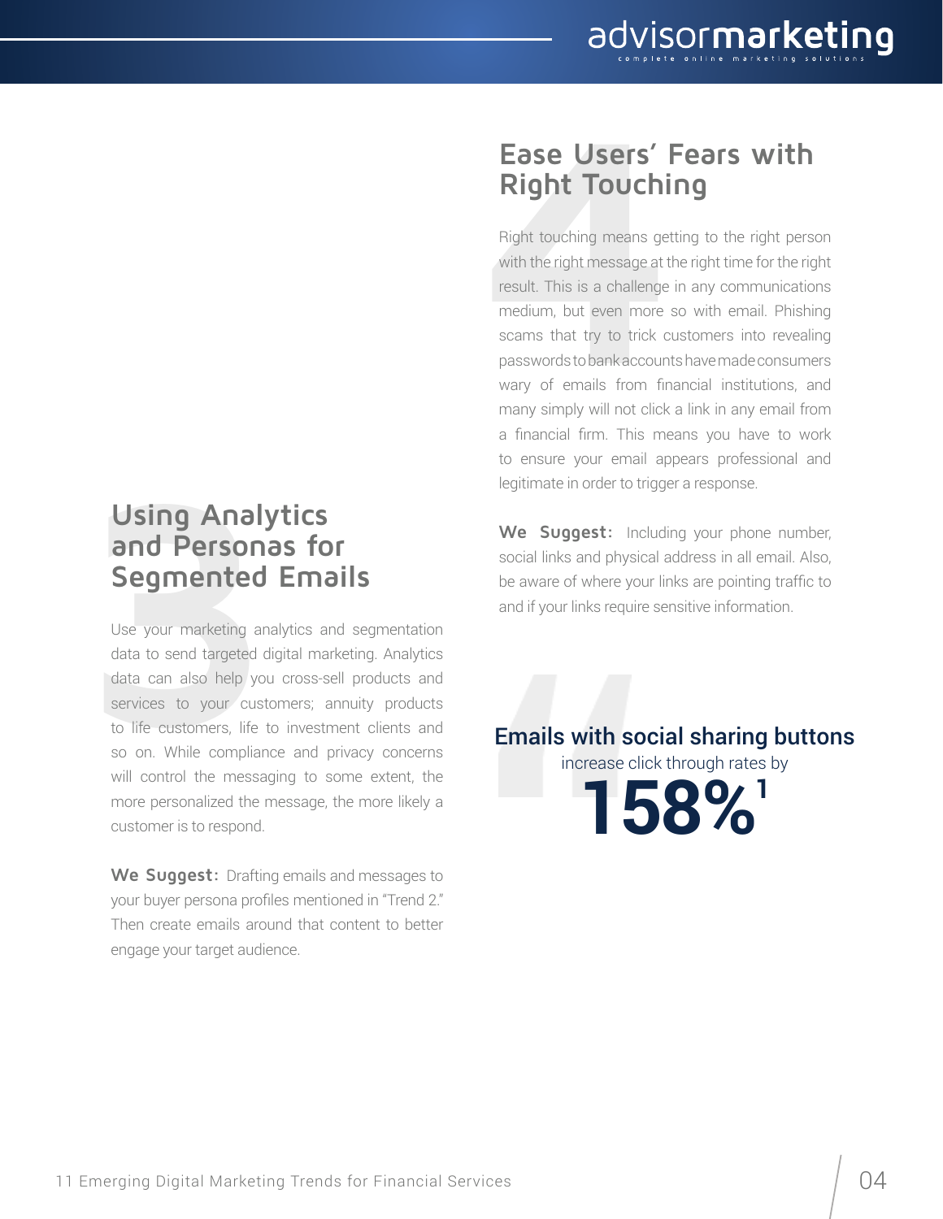## Using Analytics and Personas for Segmented Emails

Use your marketing analytics and segmentation data to send targeted digital marketing. Analytics data can also help you cross-sell products and services to your customers; annuity products to life customers, life to investment clients and so on. While compliance and privacy concerns will control the messaging to some extent, the more personalized the message, the more likely a customer is to respond.

**We Suggest:** Drafting emails and messages to your buyer persona profiles mentioned in "Trend 2." Then create emails around that content to better engage your target audience.

## Ease Users' Fears with Right Touching

Right touching means getting to the right person with the right message at the right time for the right result. This is a challenge in any communications medium, but even more so with email. Phishing scams that try to trick customers into revealing passwords to bank accounts have made consumers wary of emails from financial institutions, and many simply will not click a link in any email from a financial firm. This means you have to work to ensure your email appears professional and legitimate in order to trigger a response.

**We Suggest:** Including your phone number, social links and physical address in all email. Also, be aware of where your links are pointing traffic to and if your links require sensitive information.

**Emails with social sharing buttons**
increase click through rates by
**158%**[1]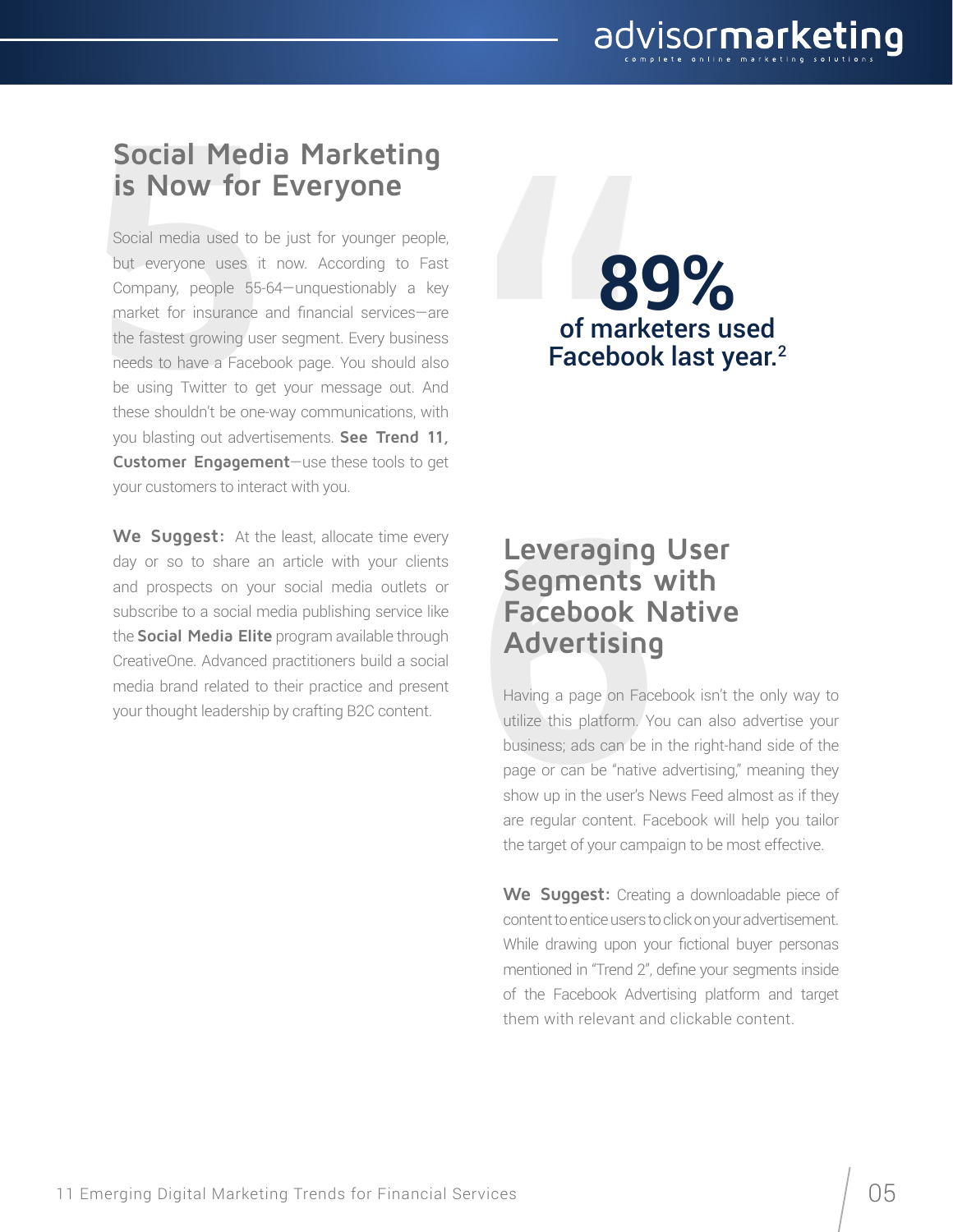## Social Media Marketing is Now for Everyone

Social media used to be just for younger people, but everyone uses it now. According to Fast Company, people 55-64—unquestionably a key market for insurance and financial services—are the fastest growing user segment. Every business needs to have a Facebook page. You should also be using Twitter to get your message out. And these shouldn't be one-way communications, with you blasting out advertisements. **See Trend 11, Customer Engagement**—use these tools to get your customers to interact with you.

**We Suggest:** At the least, allocate time every day or so to share an article with your clients and prospects on your social media outlets or subscribe to a social media publishing service like the **Social Media Elite** program available through CreativeOne. Advanced practitioners build a social media brand related to their practice and present your thought leadership by crafting B2C content.

**89%** of marketers used Facebook last year.[2]

## Leveraging User Segments with Facebook Native Advertising

Having a page on Facebook isn't the only way to utilize this platform. You can also advertise your business; ads can be in the right-hand side of the page or can be "native advertising," meaning they show up in the user's News Feed almost as if they are regular content. Facebook will help you tailor the target of your campaign to be most effective.

**We Suggest:** Creating a downloadable piece of content to entice users to click on your advertisement. While drawing upon your fictional buyer personas mentioned in "Trend 2", define your segments inside of the Facebook Advertising platform and target them with relevant and clickable content.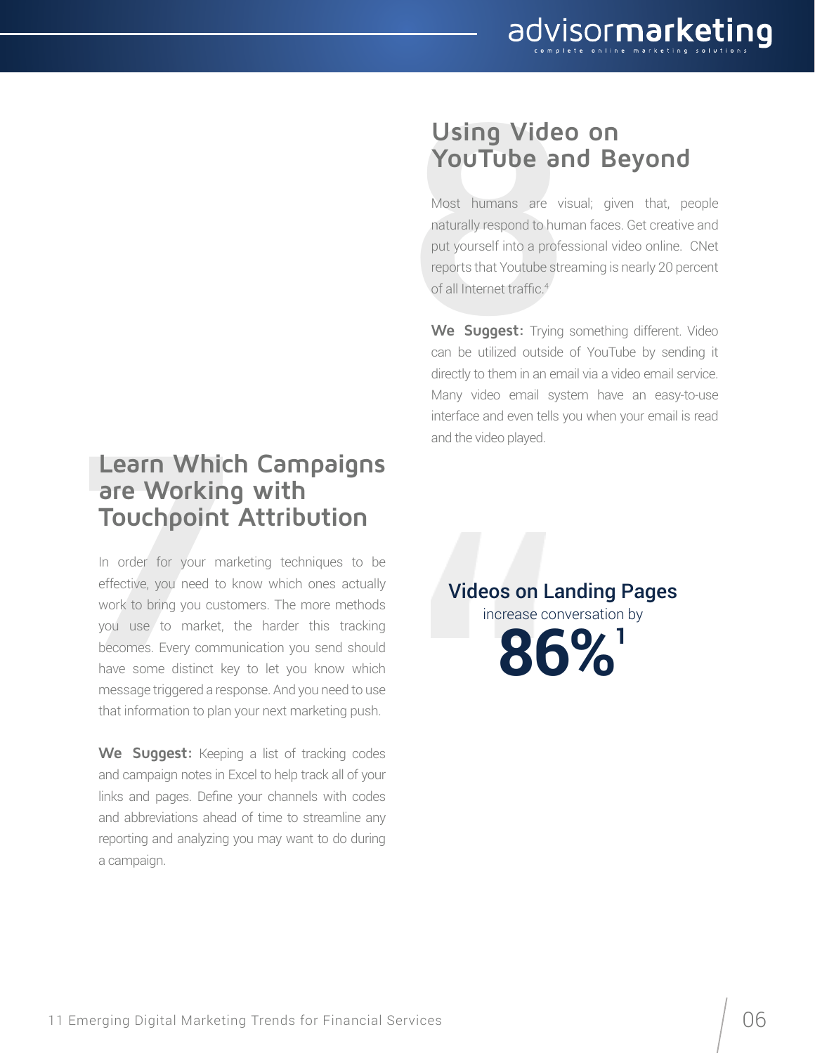## Using Video on YouTube and Beyond

Most humans are visual; given that, people naturally respond to human faces. Get creative and put yourself into a professional video online. CNet reports that Youtube streaming is nearly 20 percent of all Internet traffic.[4]

**We Suggest:** Trying something different. Video can be utilized outside of YouTube by sending it directly to them in an email via a video email service. Many video email system have an easy-to-use interface and even tells you when your email is read and the video played.

**Videos on Landing Pages** increase conversation by **86%**[1]

## Learn Which Campaigns are Working with Touchpoint Attribution

In order for your marketing techniques to be effective, you need to know which ones actually work to bring you customers. The more methods you use to market, the harder this tracking becomes. Every communication you send should have some distinct key to let you know which message triggered a response. And you need to use that information to plan your next marketing push.

**We Suggest:** Keeping a list of tracking codes and campaign notes in Excel to help track all of your links and pages. Define your channels with codes and abbreviations ahead of time to streamline any reporting and analyzing you may want to do during a campaign.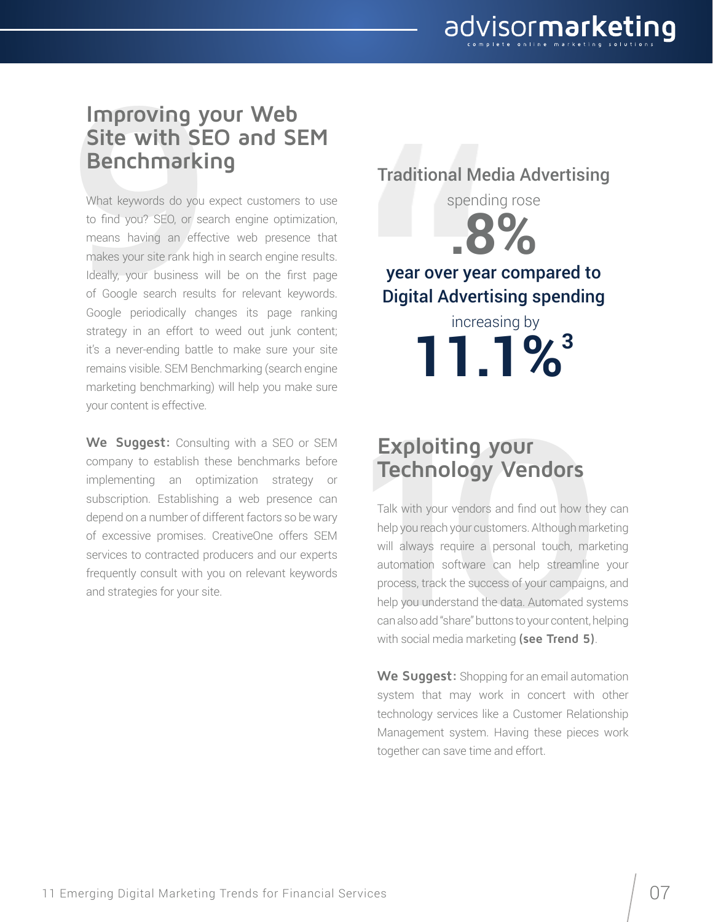## Improving your Web Site with SEO and SEM Benchmarking

What keywords do you expect customers to use to find you? SEO, or search engine optimization, means having an effective web presence that makes your site rank high in search engine results. Ideally, your business will be on the first page of Google search results for relevant keywords. Google periodically changes its page ranking strategy in an effort to weed out junk content; it's a never-ending battle to make sure your site remains visible. SEM Benchmarking (search engine marketing benchmarking) will help you make sure your content is effective.

**We Suggest:** Consulting with a SEO or SEM company to establish these benchmarks before implementing an optimization strategy or subscription. Establishing a web presence can depend on a number of different factors so be wary of excessive promises. CreativeOne offers SEM services to contracted producers and our experts frequently consult with you on relevant keywords and strategies for your site.

Traditional Media Advertising spending rose

**.8%**

**year over year compared to Digital Advertising spending** increasing by

**11.1%**[3]

## Exploiting your Technology Vendors

Talk with your vendors and find out how they can help you reach your customers. Although marketing will always require a personal touch, marketing automation software can help streamline your process, track the success of your campaigns, and help you understand the data. Automated systems can also add "share" buttons to your content, helping with social media marketing **(see Trend 5)**.

**We Suggest:** Shopping for an email automation system that may work in concert with other technology services like a Customer Relationship Management system. Having these pieces work together can save time and effort.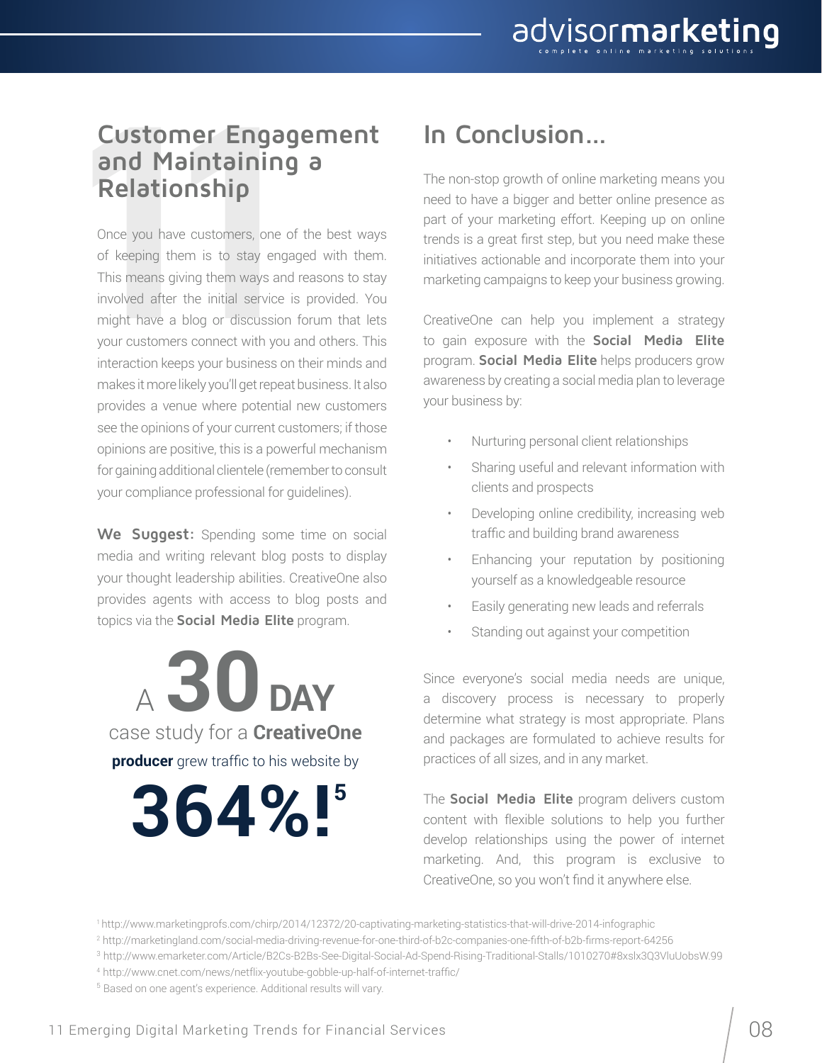## Customer Engagement and Maintaining a Relationship

Once you have customers, one of the best ways of keeping them is to stay engaged with them. This means giving them ways and reasons to stay involved after the initial service is provided. You might have a blog or discussion forum that lets your customers connect with you and others. This interaction keeps your business on their minds and makes it more likely you'll get repeat business. It also provides a venue where potential new customers see the opinions of your current customers; if those opinions are positive, this is a powerful mechanism for gaining additional clientele (remember to consult your compliance professional for guidelines).

**We Suggest:** Spending some time on social media and writing relevant blog posts to display your thought leadership abilities. CreativeOne also provides agents with access to blog posts and topics via the **Social Media Elite** program.

A **30 DAY** case study for a **CreativeOne producer** grew traffic to his website by

**364%![5]**

## In Conclusion...

The non-stop growth of online marketing means you need to have a bigger and better online presence as part of your marketing effort. Keeping up on online trends is a great first step, but you need make these initiatives actionable and incorporate them into your marketing campaigns to keep your business growing.

CreativeOne can help you implement a strategy to gain exposure with the **Social Media Elite** program. **Social Media Elite** helps producers grow awareness by creating a social media plan to leverage your business by:

- Nurturing personal client relationships
- Sharing useful and relevant information with clients and prospects
- Developing online credibility, increasing web traffic and building brand awareness
- Enhancing your reputation by positioning yourself as a knowledgeable resource
- Easily generating new leads and referrals
- Standing out against your competition

Since everyone's social media needs are unique, a discovery process is necessary to properly determine what strategy is most appropriate. Plans and packages are formulated to achieve results for practices of all sizes, and in any market.

The **Social Media Elite** program delivers custom content with flexible solutions to help you further develop relationships using the power of internet marketing. And, this program is exclusive to CreativeOne, so you won't find it anywhere else.

[1] http://www.marketingprofs.com/chirp/2014/12372/20-captivating-marketing-statistics-that-will-drive-2014-infographic
[2] http://marketingland.com/social-media-driving-revenue-for-one-third-of-b2c-companies-one-fifth-of-b2b-firms-report-64256
[3] http://www.emarketer.com/Article/B2Cs-B2Bs-See-Digital-Social-Ad-Spend-Rising-Traditional-Stalls/1010270#8xslx3Q3VluUobsW.99
[4] http://www.cnet.com/news/netflix-youtube-gobble-up-half-of-internet-traffic/
[5] Based on one agent's experience. Additional results will vary.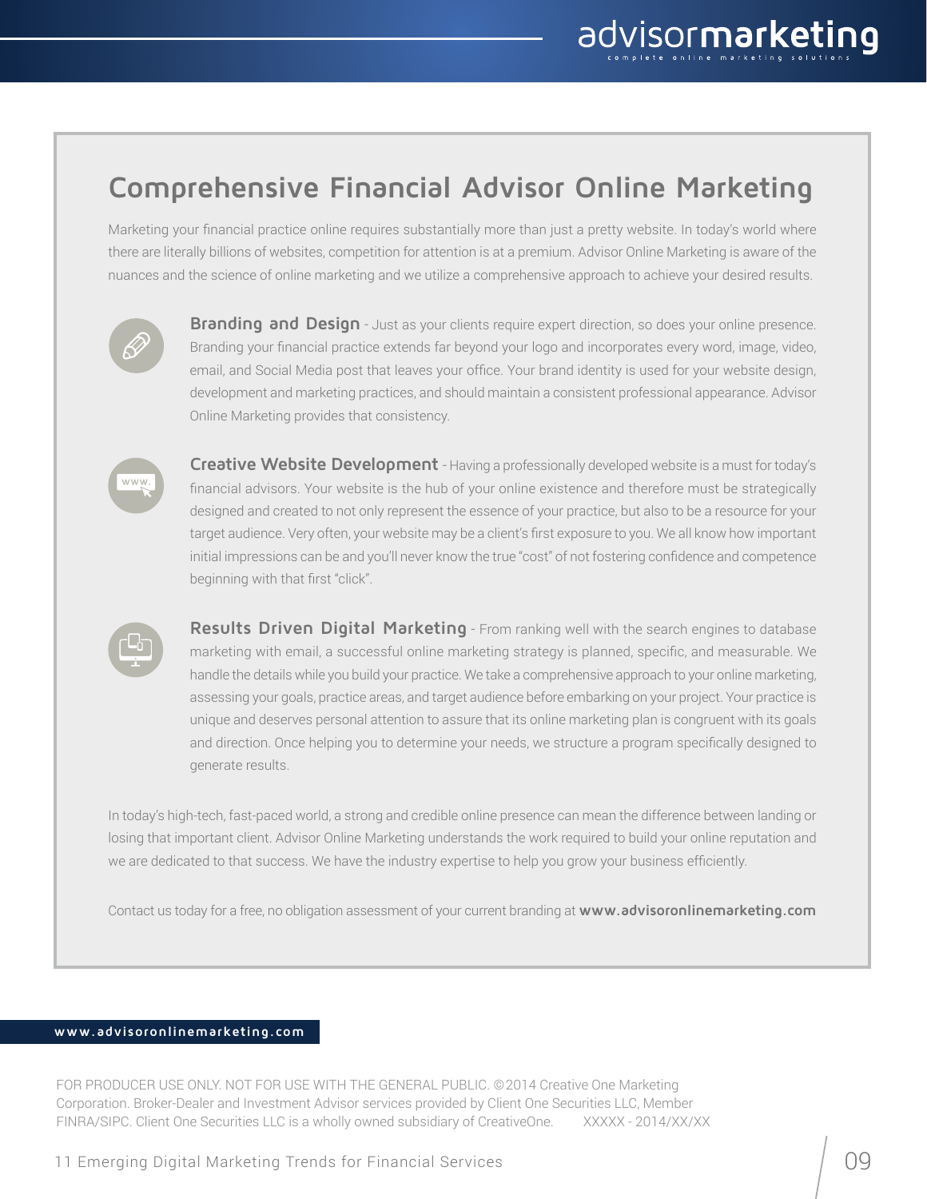# Comprehensive Financial Advisor Online Marketing

Marketing your financial practice online requires substantially more than just a pretty website. In today's world where there are literally billions of websites, competition for attention is at a premium. Advisor Online Marketing is aware of the nuances and the science of online marketing and we utilize a comprehensive approach to achieve your desired results.

**Branding and Design** - Just as your clients require expert direction, so does your online presence. Branding your financial practice extends far beyond your logo and incorporates every word, image, video, email, and Social Media post that leaves your office. Your brand identity is used for your website design, development and marketing practices, and should maintain a consistent professional appearance. Advisor Online Marketing provides that consistency.

**Creative Website Development** - Having a professionally developed website is a must for today's financial advisors. Your website is the hub of your online existence and therefore must be strategically designed and created to not only represent the essence of your practice, but also to be a resource for your target audience. Very often, your website may be a client's first exposure to you. We all know how important initial impressions can be and you'll never know the true "cost" of not fostering confidence and competence beginning with that first "click".

**Results Driven Digital Marketing** - From ranking well with the search engines to database marketing with email, a successful online marketing strategy is planned, specific, and measurable. We handle the details while you build your practice. We take a comprehensive approach to your online marketing, assessing your goals, practice areas, and target audience before embarking on your project. Your practice is unique and deserves personal attention to assure that its online marketing plan is congruent with its goals and direction. Once helping you to determine your needs, we structure a program specifically designed to generate results.

In today's high-tech, fast-paced world, a strong and credible online presence can mean the difference between landing or losing that important client. Advisor Online Marketing understands the work required to build your online reputation and we are dedicated to that success. We have the industry expertise to help you grow your business efficiently.

Contact us today for a free, no obligation assessment of your current branding at **www.advisoronlinemarketing.com**

**www.advisoronlinemarketing.com**

FOR PRODUCER USE ONLY. NOT FOR USE WITH THE GENERAL PUBLIC. ©2014 Creative One Marketing Corporation. Broker-Dealer and Investment Advisor services provided by Client One Securities LLC, Member FINRA/SIPC. Client One Securities LLC is a wholly owned subsidiary of CreativeOne. XXXXX - 2014/XX/XX